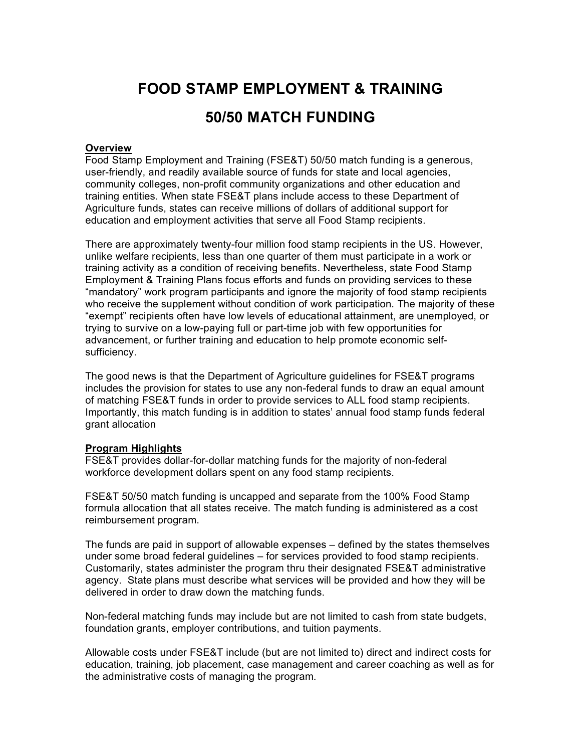# FOOD STAMP EMPLOYMENT & TRAINING

# 50/50 MATCH FUNDING

**Overview**

Food Stamp Employment and Training (FSE&T) 50/50 match funding is a generous, user-friendly, and readily available source of funds for state and local agencies, community colleges, non-profit community organizations and other education and training entities. When state FSE&T plans include access to these Department of Agriculture funds, states can receive millions of dollars of additional support for education and employment activities that serve all Food Stamp recipients.

There are approximately twenty-four million food stamp recipients in the US. However, unlike welfare recipients, less than one quarter of them must participate in a work or training activity as a condition of receiving benefits. Nevertheless, state Food Stamp Employment & Training Plans focus efforts and funds on providing services to these "mandatory" work program participants and ignore the majority of food stamp recipients who receive the supplement without condition of work participation. The majority of these "exempt" recipients often have low levels of educational attainment, are unemployed, or trying to survive on a low-paying full or part-time job with few opportunities for advancement, or further training and education to help promote economic self-sufficiency.

The good news is that the Department of Agriculture guidelines for FSE&T programs includes the provision for states to use any non-federal funds to draw an equal amount of matching FSE&T funds in order to provide services to ALL food stamp recipients. Importantly, this match funding is in addition to states' annual food stamp funds federal grant allocation

**Program Highlights**

FSE&T provides dollar-for-dollar matching funds for the majority of non-federal workforce development dollars spent on any food stamp recipients.

FSE&T 50/50 match funding is uncapped and separate from the 100% Food Stamp formula allocation that all states receive. The match funding is administered as a cost reimbursement program.

The funds are paid in support of allowable expenses – defined by the states themselves under some broad federal guidelines – for services provided to food stamp recipients. Customarily, states administer the program thru their designated FSE&T administrative agency. State plans must describe what services will be provided and how they will be delivered in order to draw down the matching funds.

Non-federal matching funds may include but are not limited to cash from state budgets, foundation grants, employer contributions, and tuition payments.

Allowable costs under FSE&T include (but are not limited to) direct and indirect costs for education, training, job placement, case management and career coaching as well as for the administrative costs of managing the program.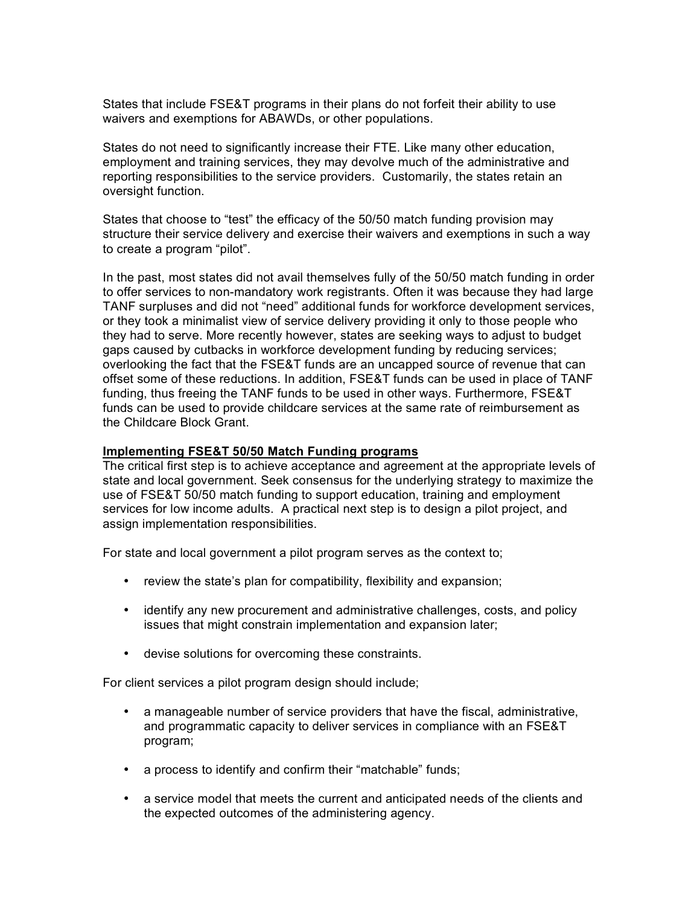States that include FSE&T programs in their plans do not forfeit their ability to use waivers and exemptions for ABAWDs, or other populations.

States do not need to significantly increase their FTE. Like many other education, employment and training services, they may devolve much of the administrative and reporting responsibilities to the service providers. Customarily, the states retain an oversight function.

States that choose to "test" the efficacy of the 50/50 match funding provision may structure their service delivery and exercise their waivers and exemptions in such a way to create a program "pilot".

In the past, most states did not avail themselves fully of the 50/50 match funding in order to offer services to non-mandatory work registrants. Often it was because they had large TANF surpluses and did not "need" additional funds for workforce development services, or they took a minimalist view of service delivery providing it only to those people who they had to serve. More recently however, states are seeking ways to adjust to budget gaps caused by cutbacks in workforce development funding by reducing services; overlooking the fact that the FSE&T funds are an uncapped source of revenue that can offset some of these reductions. In addition, FSE&T funds can be used in place of TANF funding, thus freeing the TANF funds to be used in other ways. Furthermore, FSE&T funds can be used to provide childcare services at the same rate of reimbursement as the Childcare Block Grant.

**Implementing FSE&T 50/50 Match Funding programs**

The critical first step is to achieve acceptance and agreement at the appropriate levels of state and local government. Seek consensus for the underlying strategy to maximize the use of FSE&T 50/50 match funding to support education, training and employment services for low income adults. A practical next step is to design a pilot project, and assign implementation responsibilities.

For state and local government a pilot program serves as the context to;

- review the state's plan for compatibility, flexibility and expansion;
- identify any new procurement and administrative challenges, costs, and policy issues that might constrain implementation and expansion later;
- devise solutions for overcoming these constraints.

For client services a pilot program design should include;

- a manageable number of service providers that have the fiscal, administrative, and programmatic capacity to deliver services in compliance with an FSE&T program;
- a process to identify and confirm their "matchable" funds;
- a service model that meets the current and anticipated needs of the clients and the expected outcomes of the administering agency.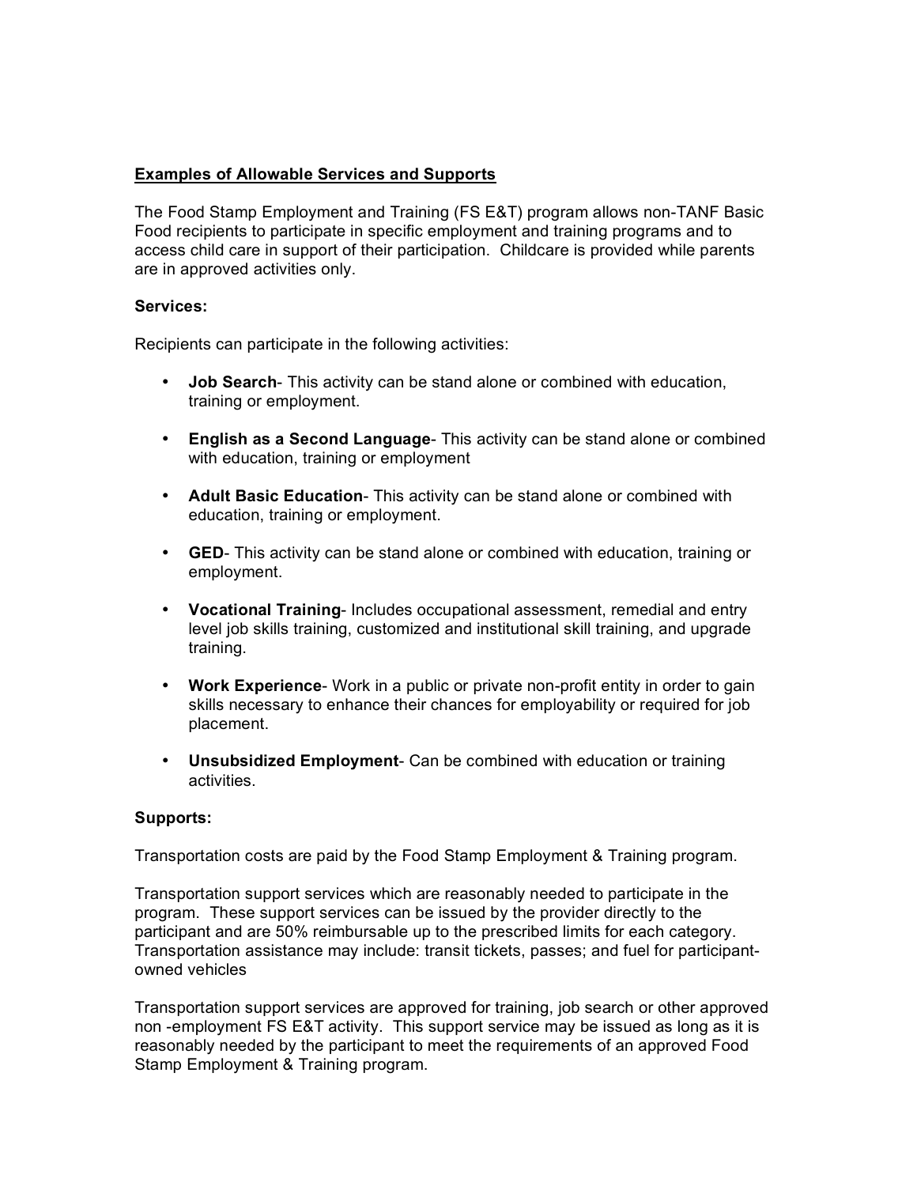## Examples of Allowable Services and Supports

The Food Stamp Employment and Training (FS E&T) program allows non-TANF Basic Food recipients to participate in specific employment and training programs and to access child care in support of their participation. Childcare is provided while parents are in approved activities only.

**Services:**

Recipients can participate in the following activities:

- **Job Search**- This activity can be stand alone or combined with education, training or employment.
- **English as a Second Language**- This activity can be stand alone or combined with education, training or employment
- **Adult Basic Education**- This activity can be stand alone or combined with education, training or employment.
- **GED**- This activity can be stand alone or combined with education, training or employment.
- **Vocational Training**- Includes occupational assessment, remedial and entry level job skills training, customized and institutional skill training, and upgrade training.
- **Work Experience**- Work in a public or private non-profit entity in order to gain skills necessary to enhance their chances for employability or required for job placement.
- **Unsubsidized Employment**- Can be combined with education or training activities.

**Supports:**

Transportation costs are paid by the Food Stamp Employment & Training program.

Transportation support services which are reasonably needed to participate in the program. These support services can be issued by the provider directly to the participant and are 50% reimbursable up to the prescribed limits for each category. Transportation assistance may include: transit tickets, passes; and fuel for participant-owned vehicles

Transportation support services are approved for training, job search or other approved non -employment FS E&T activity. This support service may be issued as long as it is reasonably needed by the participant to meet the requirements of an approved Food Stamp Employment & Training program.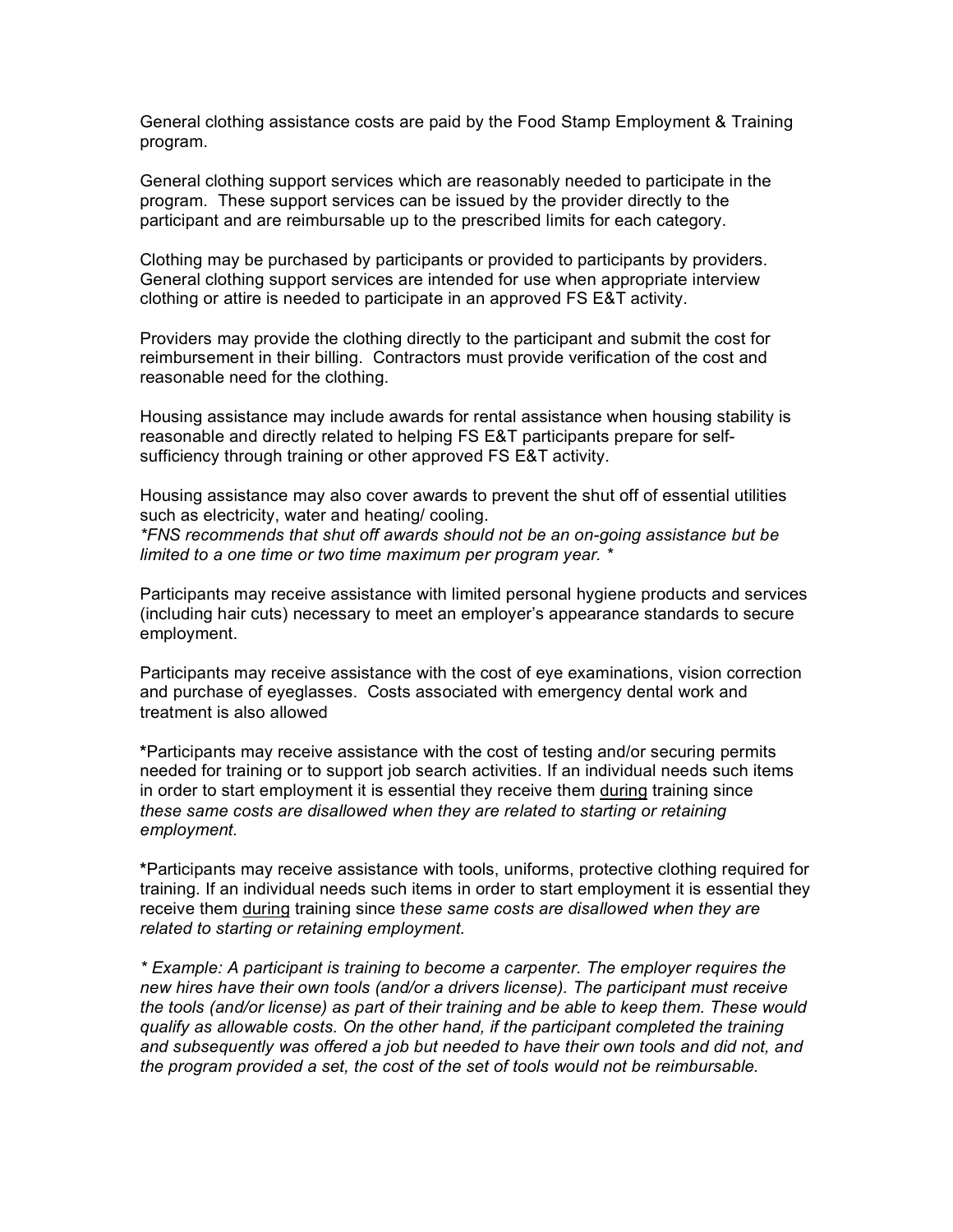General clothing assistance costs are paid by the Food Stamp Employment & Training program.

General clothing support services which are reasonably needed to participate in the program. These support services can be issued by the provider directly to the participant and are reimbursable up to the prescribed limits for each category.

Clothing may be purchased by participants or provided to participants by providers. General clothing support services are intended for use when appropriate interview clothing or attire is needed to participate in an approved FS E&T activity.

Providers may provide the clothing directly to the participant and submit the cost for reimbursement in their billing. Contractors must provide verification of the cost and reasonable need for the clothing.

Housing assistance may include awards for rental assistance when housing stability is reasonable and directly related to helping FS E&T participants prepare for self-sufficiency through training or other approved FS E&T activity.

Housing assistance may also cover awards to prevent the shut off of essential utilities such as electricity, water and heating/ cooling.
*\*FNS recommends that shut off awards should not be an on-going assistance but be limited to a one time or two time maximum per program year. \**

Participants may receive assistance with limited personal hygiene products and services (including hair cuts) necessary to meet an employer's appearance standards to secure employment.

Participants may receive assistance with the cost of eye examinations, vision correction and purchase of eyeglasses. Costs associated with emergency dental work and treatment is also allowed

**\***Participants may receive assistance with the cost of testing and/or securing permits needed for training or to support job search activities. If an individual needs such items in order to start employment it is essential they receive them <u>during</u> training since *these same costs are disallowed when they are related to starting or retaining employment.*

**\***Participants may receive assistance with tools, uniforms, protective clothing required for training. If an individual needs such items in order to start employment it is essential they receive them <u>during</u> training since t*hese same costs are disallowed when they are related to starting or retaining employment.*

*\* Example: A participant is training to become a carpenter. The employer requires the new hires have their own tools (and/or a drivers license). The participant must receive the tools (and/or license) as part of their training and be able to keep them. These would qualify as allowable costs. On the other hand, if the participant completed the training and subsequently was offered a job but needed to have their own tools and did not, and the program provided a set, the cost of the set of tools would not be reimbursable.*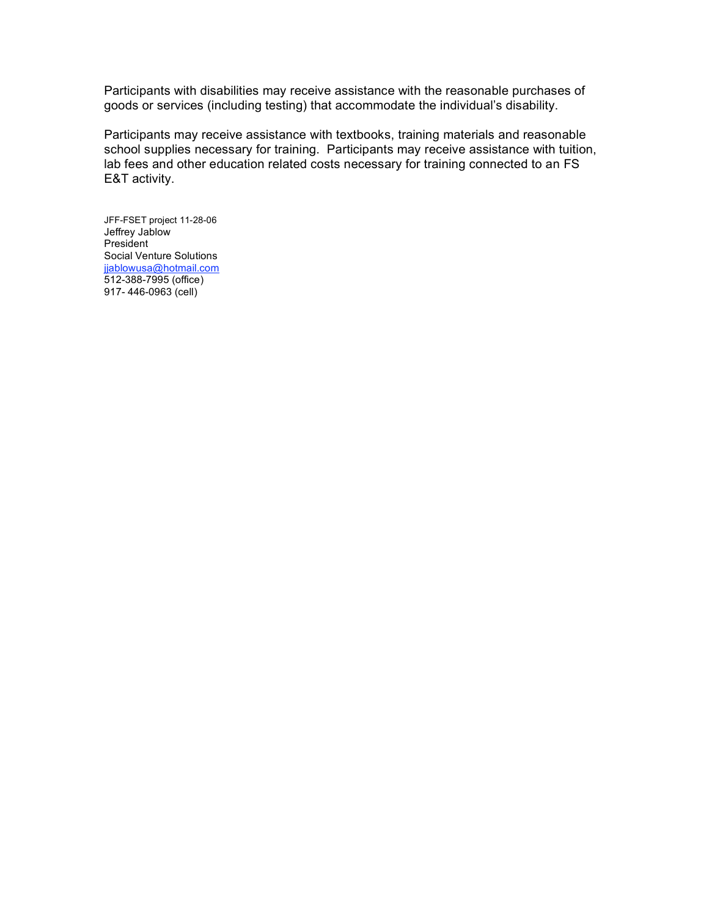Participants with disabilities may receive assistance with the reasonable purchases of goods or services (including testing) that accommodate the individual's disability.

Participants may receive assistance with textbooks, training materials and reasonable school supplies necessary for training. Participants may receive assistance with tuition, lab fees and other education related costs necessary for training connected to an FS E&T activity.

JFF-FSET project 11-28-06
Jeffrey Jablow
President
Social Venture Solutions
jjablowusa@hotmail.com
512-388-7995 (office)
917- 446-0963 (cell)